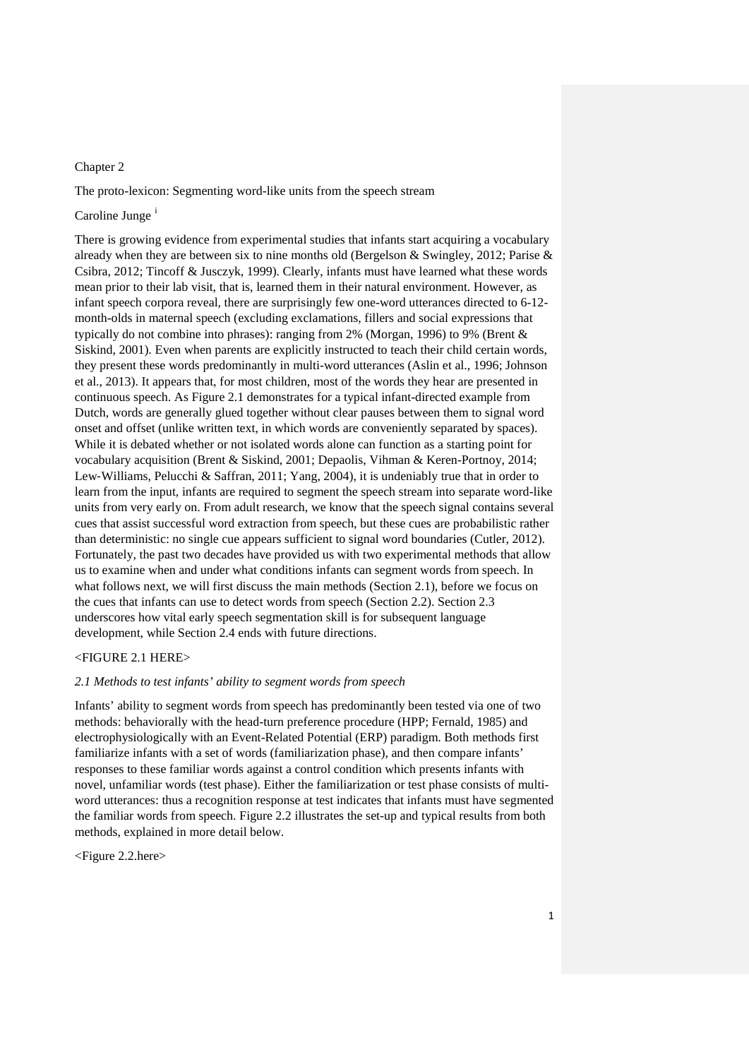Chapter 2

The proto-lexicon: Segmenting word-like units from the speech stream

Caroline Junge [i]

There is growing evidence from experimental studies that infants start acquiring a vocabulary already when they are between six to nine months old (Bergelson & Swingley, 2012; Parise & Csibra, 2012; Tincoff & Jusczyk, 1999). Clearly, infants must have learned what these words mean prior to their lab visit, that is, learned them in their natural environment. However, as infant speech corpora reveal, there are surprisingly few one-word utterances directed to 6-12-month-olds in maternal speech (excluding exclamations, fillers and social expressions that typically do not combine into phrases): ranging from 2% (Morgan, 1996) to 9% (Brent & Siskind, 2001). Even when parents are explicitly instructed to teach their child certain words, they present these words predominantly in multi-word utterances (Aslin et al., 1996; Johnson et al., 2013). It appears that, for most children, most of the words they hear are presented in continuous speech. As Figure 2.1 demonstrates for a typical infant-directed example from Dutch, words are generally glued together without clear pauses between them to signal word onset and offset (unlike written text, in which words are conveniently separated by spaces). While it is debated whether or not isolated words alone can function as a starting point for vocabulary acquisition (Brent & Siskind, 2001; Depaolis, Vihman & Keren-Portnoy, 2014; Lew-Williams, Pelucchi & Saffran, 2011; Yang, 2004), it is undeniably true that in order to learn from the input, infants are required to segment the speech stream into separate word-like units from very early on. From adult research, we know that the speech signal contains several cues that assist successful word extraction from speech, but these cues are probabilistic rather than deterministic: no single cue appears sufficient to signal word boundaries (Cutler, 2012). Fortunately, the past two decades have provided us with two experimental methods that allow us to examine when and under what conditions infants can segment words from speech. In what follows next, we will first discuss the main methods (Section 2.1), before we focus on the cues that infants can use to detect words from speech (Section 2.2). Section 2.3 underscores how vital early speech segmentation skill is for subsequent language development, while Section 2.4 ends with future directions.

<FIGURE 2.1 HERE>

*2.1 Methods to test infants' ability to segment words from speech*

Infants' ability to segment words from speech has predominantly been tested via one of two methods: behaviorally with the head-turn preference procedure (HPP; Fernald, 1985) and electrophysiologically with an Event-Related Potential (ERP) paradigm. Both methods first familiarize infants with a set of words (familiarization phase), and then compare infants' responses to these familiar words against a control condition which presents infants with novel, unfamiliar words (test phase). Either the familiarization or test phase consists of multi-word utterances: thus a recognition response at test indicates that infants must have segmented the familiar words from speech. Figure 2.2 illustrates the set-up and typical results from both methods, explained in more detail below.

<Figure 2.2.here>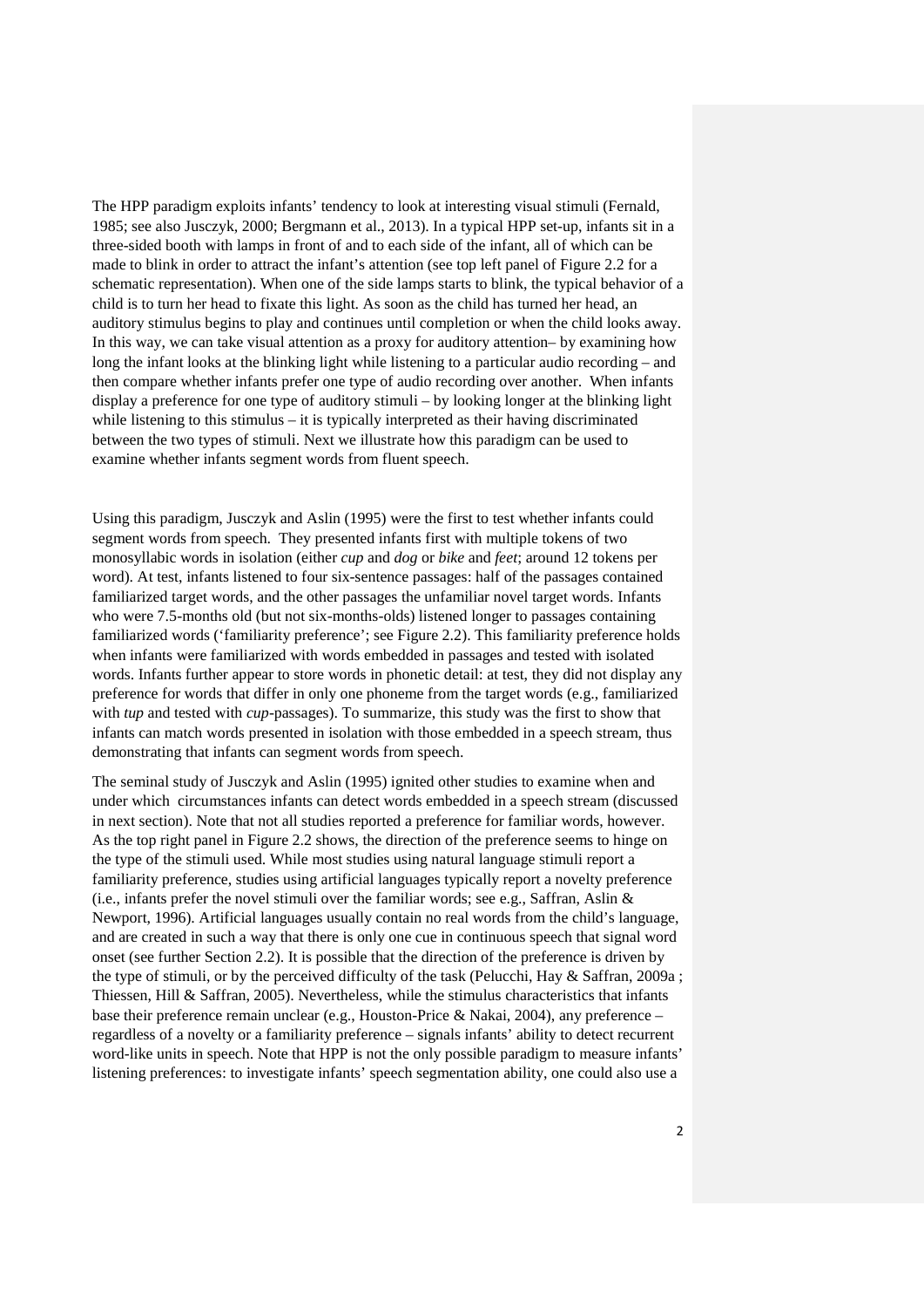The HPP paradigm exploits infants' tendency to look at interesting visual stimuli (Fernald, 1985; see also Jusczyk, 2000; Bergmann et al., 2013). In a typical HPP set-up, infants sit in a three-sided booth with lamps in front of and to each side of the infant, all of which can be made to blink in order to attract the infant's attention (see top left panel of Figure 2.2 for a schematic representation). When one of the side lamps starts to blink, the typical behavior of a child is to turn her head to fixate this light. As soon as the child has turned her head, an auditory stimulus begins to play and continues until completion or when the child looks away. In this way, we can take visual attention as a proxy for auditory attention– by examining how long the infant looks at the blinking light while listening to a particular audio recording – and then compare whether infants prefer one type of audio recording over another. When infants display a preference for one type of auditory stimuli – by looking longer at the blinking light while listening to this stimulus – it is typically interpreted as their having discriminated between the two types of stimuli. Next we illustrate how this paradigm can be used to examine whether infants segment words from fluent speech.

Using this paradigm, Jusczyk and Aslin (1995) were the first to test whether infants could segment words from speech. They presented infants first with multiple tokens of two monosyllabic words in isolation (either *cup* and *dog* or *bike* and *feet*; around 12 tokens per word). At test, infants listened to four six-sentence passages: half of the passages contained familiarized target words, and the other passages the unfamiliar novel target words. Infants who were 7.5-months old (but not six-months-olds) listened longer to passages containing familiarized words ('familiarity preference'; see Figure 2.2). This familiarity preference holds when infants were familiarized with words embedded in passages and tested with isolated words. Infants further appear to store words in phonetic detail: at test, they did not display any preference for words that differ in only one phoneme from the target words (e.g., familiarized with *tup* and tested with *cup*-passages). To summarize, this study was the first to show that infants can match words presented in isolation with those embedded in a speech stream, thus demonstrating that infants can segment words from speech.

The seminal study of Jusczyk and Aslin (1995) ignited other studies to examine when and under which circumstances infants can detect words embedded in a speech stream (discussed in next section). Note that not all studies reported a preference for familiar words, however. As the top right panel in Figure 2.2 shows, the direction of the preference seems to hinge on the type of the stimuli used. While most studies using natural language stimuli report a familiarity preference, studies using artificial languages typically report a novelty preference (i.e., infants prefer the novel stimuli over the familiar words; see e.g., Saffran, Aslin & Newport, 1996). Artificial languages usually contain no real words from the child's language, and are created in such a way that there is only one cue in continuous speech that signal word onset (see further Section 2.2). It is possible that the direction of the preference is driven by the type of stimuli, or by the perceived difficulty of the task (Pelucchi, Hay & Saffran, 2009a ; Thiessen, Hill & Saffran, 2005). Nevertheless, while the stimulus characteristics that infants base their preference remain unclear (e.g., Houston-Price & Nakai, 2004), any preference – regardless of a novelty or a familiarity preference – signals infants' ability to detect recurrent word-like units in speech. Note that HPP is not the only possible paradigm to measure infants' listening preferences: to investigate infants' speech segmentation ability, one could also use a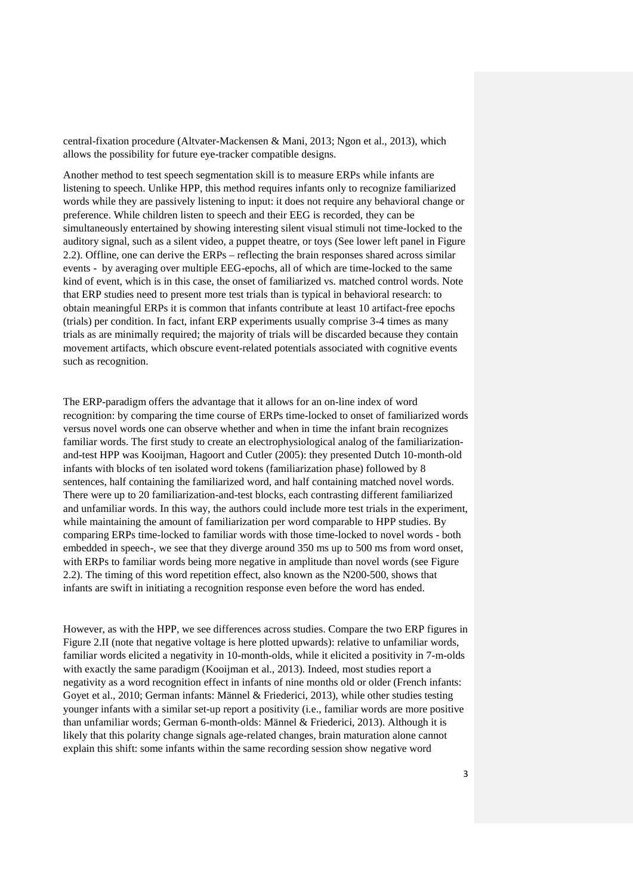central-fixation procedure (Altvater-Mackensen & Mani, 2013; Ngon et al., 2013), which allows the possibility for future eye-tracker compatible designs.

Another method to test speech segmentation skill is to measure ERPs while infants are listening to speech. Unlike HPP, this method requires infants only to recognize familiarized words while they are passively listening to input: it does not require any behavioral change or preference. While children listen to speech and their EEG is recorded, they can be simultaneously entertained by showing interesting silent visual stimuli not time-locked to the auditory signal, such as a silent video, a puppet theatre, or toys (See lower left panel in Figure 2.2). Offline, one can derive the ERPs – reflecting the brain responses shared across similar events - by averaging over multiple EEG-epochs, all of which are time-locked to the same kind of event, which is in this case, the onset of familiarized vs. matched control words. Note that ERP studies need to present more test trials than is typical in behavioral research: to obtain meaningful ERPs it is common that infants contribute at least 10 artifact-free epochs (trials) per condition. In fact, infant ERP experiments usually comprise 3-4 times as many trials as are minimally required; the majority of trials will be discarded because they contain movement artifacts, which obscure event-related potentials associated with cognitive events such as recognition.

The ERP-paradigm offers the advantage that it allows for an on-line index of word recognition: by comparing the time course of ERPs time-locked to onset of familiarized words versus novel words one can observe whether and when in time the infant brain recognizes familiar words. The first study to create an electrophysiological analog of the familiarization-and-test HPP was Kooijman, Hagoort and Cutler (2005): they presented Dutch 10-month-old infants with blocks of ten isolated word tokens (familiarization phase) followed by 8 sentences, half containing the familiarized word, and half containing matched novel words. There were up to 20 familiarization-and-test blocks, each contrasting different familiarized and unfamiliar words. In this way, the authors could include more test trials in the experiment, while maintaining the amount of familiarization per word comparable to HPP studies. By comparing ERPs time-locked to familiar words with those time-locked to novel words - both embedded in speech-, we see that they diverge around 350 ms up to 500 ms from word onset, with ERPs to familiar words being more negative in amplitude than novel words (see Figure 2.2). The timing of this word repetition effect, also known as the N200-500, shows that infants are swift in initiating a recognition response even before the word has ended.

However, as with the HPP, we see differences across studies. Compare the two ERP figures in Figure 2.II (note that negative voltage is here plotted upwards): relative to unfamiliar words, familiar words elicited a negativity in 10-month-olds, while it elicited a positivity in 7-m-olds with exactly the same paradigm (Kooijman et al., 2013). Indeed, most studies report a negativity as a word recognition effect in infants of nine months old or older (French infants: Goyet et al., 2010; German infants: Männel & Friederici, 2013), while other studies testing younger infants with a similar set-up report a positivity (i.e., familiar words are more positive than unfamiliar words; German 6-month-olds: Männel & Friederici, 2013). Although it is likely that this polarity change signals age-related changes, brain maturation alone cannot explain this shift: some infants within the same recording session show negative word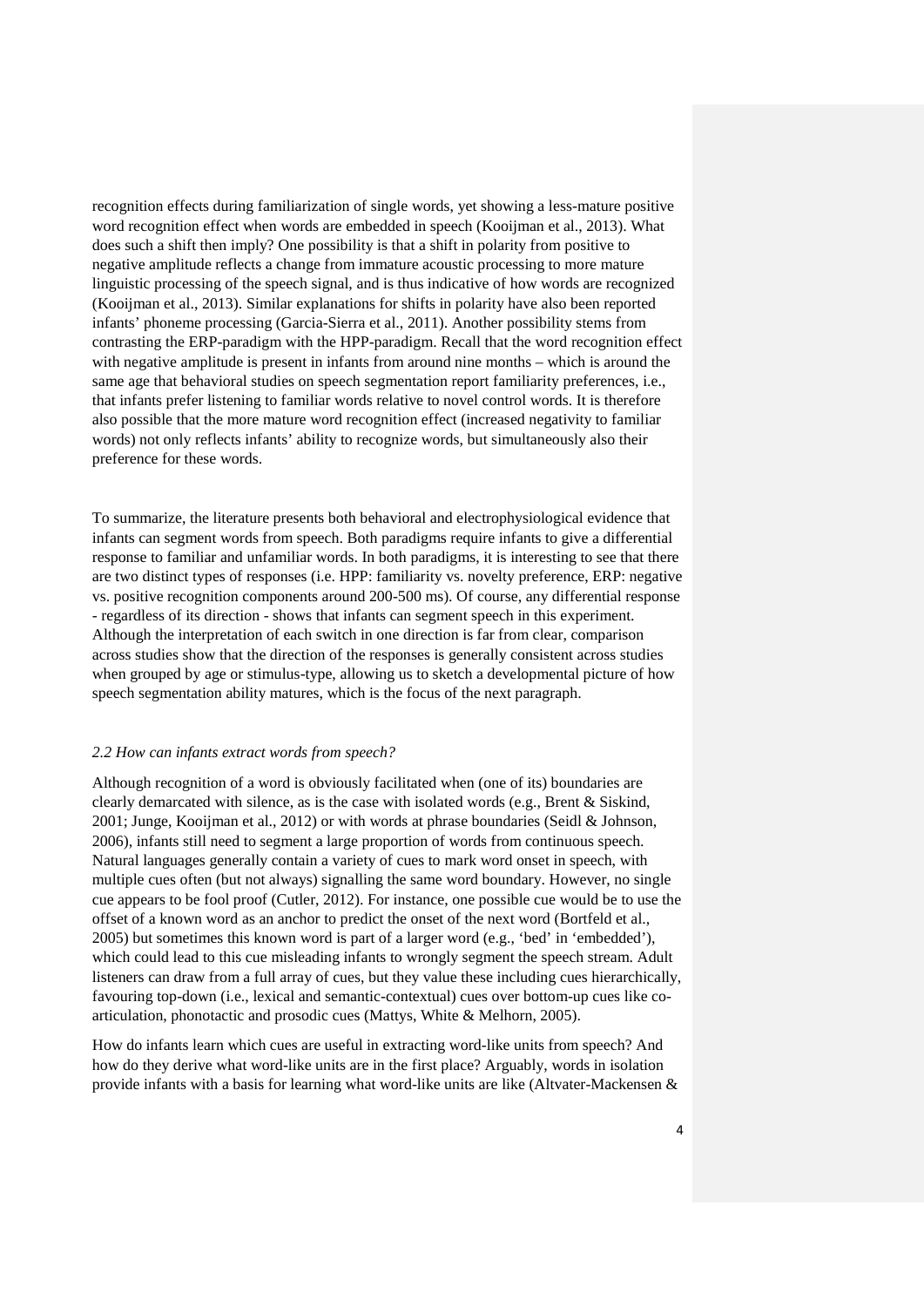recognition effects during familiarization of single words, yet showing a less-mature positive word recognition effect when words are embedded in speech (Kooijman et al., 2013). What does such a shift then imply? One possibility is that a shift in polarity from positive to negative amplitude reflects a change from immature acoustic processing to more mature linguistic processing of the speech signal, and is thus indicative of how words are recognized (Kooijman et al., 2013). Similar explanations for shifts in polarity have also been reported infants' phoneme processing (Garcia-Sierra et al., 2011). Another possibility stems from contrasting the ERP-paradigm with the HPP-paradigm. Recall that the word recognition effect with negative amplitude is present in infants from around nine months – which is around the same age that behavioral studies on speech segmentation report familiarity preferences, i.e., that infants prefer listening to familiar words relative to novel control words. It is therefore also possible that the more mature word recognition effect (increased negativity to familiar words) not only reflects infants' ability to recognize words, but simultaneously also their preference for these words.

To summarize, the literature presents both behavioral and electrophysiological evidence that infants can segment words from speech. Both paradigms require infants to give a differential response to familiar and unfamiliar words. In both paradigms, it is interesting to see that there are two distinct types of responses (i.e. HPP: familiarity vs. novelty preference, ERP: negative vs. positive recognition components around 200-500 ms). Of course, any differential response - regardless of its direction - shows that infants can segment speech in this experiment. Although the interpretation of each switch in one direction is far from clear, comparison across studies show that the direction of the responses is generally consistent across studies when grouped by age or stimulus-type, allowing us to sketch a developmental picture of how speech segmentation ability matures, which is the focus of the next paragraph.

### *2.2 How can infants extract words from speech?*

Although recognition of a word is obviously facilitated when (one of its) boundaries are clearly demarcated with silence, as is the case with isolated words (e.g., Brent & Siskind, 2001; Junge, Kooijman et al., 2012) or with words at phrase boundaries (Seidl & Johnson, 2006), infants still need to segment a large proportion of words from continuous speech. Natural languages generally contain a variety of cues to mark word onset in speech, with multiple cues often (but not always) signalling the same word boundary. However, no single cue appears to be fool proof (Cutler, 2012). For instance, one possible cue would be to use the offset of a known word as an anchor to predict the onset of the next word (Bortfeld et al., 2005) but sometimes this known word is part of a larger word (e.g., 'bed' in 'embedded'), which could lead to this cue misleading infants to wrongly segment the speech stream. Adult listeners can draw from a full array of cues, but they value these including cues hierarchically, favouring top-down (i.e., lexical and semantic-contextual) cues over bottom-up cues like co-articulation, phonotactic and prosodic cues (Mattys, White & Melhorn, 2005).

How do infants learn which cues are useful in extracting word-like units from speech? And how do they derive what word-like units are in the first place? Arguably, words in isolation provide infants with a basis for learning what word-like units are like (Altvater-Mackensen &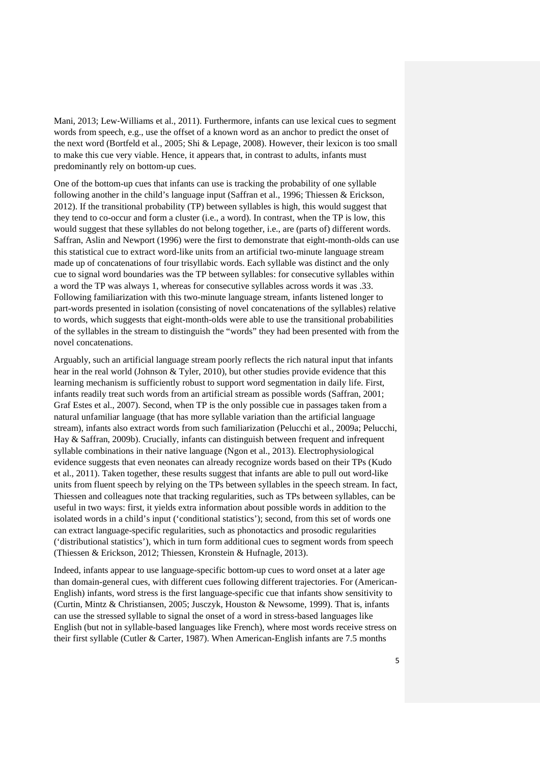Mani, 2013; Lew-Williams et al., 2011). Furthermore, infants can use lexical cues to segment words from speech, e.g., use the offset of a known word as an anchor to predict the onset of the next word (Bortfeld et al., 2005; Shi & Lepage, 2008). However, their lexicon is too small to make this cue very viable. Hence, it appears that, in contrast to adults, infants must predominantly rely on bottom-up cues.

One of the bottom-up cues that infants can use is tracking the probability of one syllable following another in the child's language input (Saffran et al., 1996; Thiessen & Erickson, 2012). If the transitional probability (TP) between syllables is high, this would suggest that they tend to co-occur and form a cluster (i.e., a word). In contrast, when the TP is low, this would suggest that these syllables do not belong together, i.e., are (parts of) different words. Saffran, Aslin and Newport (1996) were the first to demonstrate that eight-month-olds can use this statistical cue to extract word-like units from an artificial two-minute language stream made up of concatenations of four trisyllabic words. Each syllable was distinct and the only cue to signal word boundaries was the TP between syllables: for consecutive syllables within a word the TP was always 1, whereas for consecutive syllables across words it was .33. Following familiarization with this two-minute language stream, infants listened longer to part-words presented in isolation (consisting of novel concatenations of the syllables) relative to words, which suggests that eight-month-olds were able to use the transitional probabilities of the syllables in the stream to distinguish the "words" they had been presented with from the novel concatenations.

Arguably, such an artificial language stream poorly reflects the rich natural input that infants hear in the real world (Johnson & Tyler, 2010), but other studies provide evidence that this learning mechanism is sufficiently robust to support word segmentation in daily life. First, infants readily treat such words from an artificial stream as possible words (Saffran, 2001; Graf Estes et al., 2007). Second, when TP is the only possible cue in passages taken from a natural unfamiliar language (that has more syllable variation than the artificial language stream), infants also extract words from such familiarization (Pelucchi et al., 2009a; Pelucchi, Hay & Saffran, 2009b). Crucially, infants can distinguish between frequent and infrequent syllable combinations in their native language (Ngon et al., 2013). Electrophysiological evidence suggests that even neonates can already recognize words based on their TPs (Kudo et al., 2011). Taken together, these results suggest that infants are able to pull out word-like units from fluent speech by relying on the TPs between syllables in the speech stream. In fact, Thiessen and colleagues note that tracking regularities, such as TPs between syllables, can be useful in two ways: first, it yields extra information about possible words in addition to the isolated words in a child's input ('conditional statistics'); second, from this set of words one can extract language-specific regularities, such as phonotactics and prosodic regularities ('distributional statistics'), which in turn form additional cues to segment words from speech (Thiessen & Erickson, 2012; Thiessen, Kronstein & Hufnagle, 2013).

Indeed, infants appear to use language-specific bottom-up cues to word onset at a later age than domain-general cues, with different cues following different trajectories. For (American-English) infants, word stress is the first language-specific cue that infants show sensitivity to (Curtin, Mintz & Christiansen, 2005; Jusczyk, Houston & Newsome, 1999). That is, infants can use the stressed syllable to signal the onset of a word in stress-based languages like English (but not in syllable-based languages like French), where most words receive stress on their first syllable (Cutler & Carter, 1987). When American-English infants are 7.5 months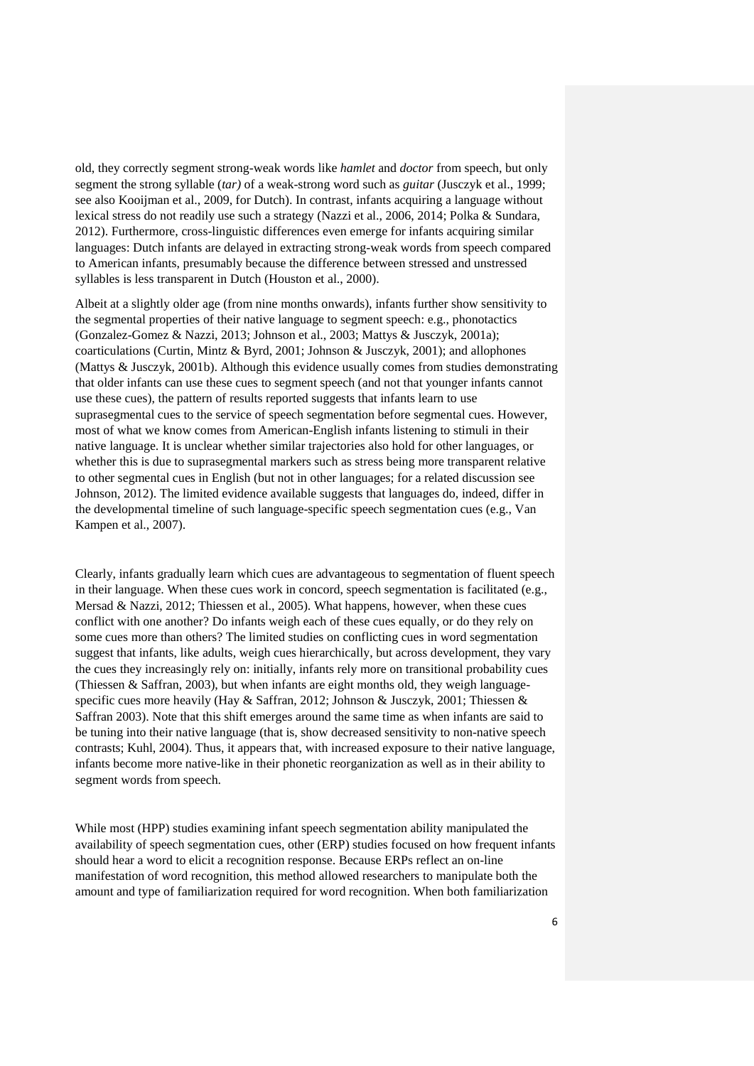old, they correctly segment strong-weak words like *hamlet* and *doctor* from speech, but only segment the strong syllable (*tar)* of a weak-strong word such as *guitar* (Jusczyk et al., 1999; see also Kooijman et al., 2009, for Dutch). In contrast, infants acquiring a language without lexical stress do not readily use such a strategy (Nazzi et al., 2006, 2014; Polka & Sundara, 2012). Furthermore, cross-linguistic differences even emerge for infants acquiring similar languages: Dutch infants are delayed in extracting strong-weak words from speech compared to American infants, presumably because the difference between stressed and unstressed syllables is less transparent in Dutch (Houston et al., 2000).

Albeit at a slightly older age (from nine months onwards), infants further show sensitivity to the segmental properties of their native language to segment speech: e.g., phonotactics (Gonzalez-Gomez & Nazzi, 2013; Johnson et al., 2003; Mattys & Jusczyk, 2001a); coarticulations (Curtin, Mintz & Byrd, 2001; Johnson & Jusczyk, 2001); and allophones (Mattys & Jusczyk, 2001b). Although this evidence usually comes from studies demonstrating that older infants can use these cues to segment speech (and not that younger infants cannot use these cues), the pattern of results reported suggests that infants learn to use suprasegmental cues to the service of speech segmentation before segmental cues. However, most of what we know comes from American-English infants listening to stimuli in their native language. It is unclear whether similar trajectories also hold for other languages, or whether this is due to suprasegmental markers such as stress being more transparent relative to other segmental cues in English (but not in other languages; for a related discussion see Johnson, 2012). The limited evidence available suggests that languages do, indeed, differ in the developmental timeline of such language-specific speech segmentation cues (e.g., Van Kampen et al., 2007).

Clearly, infants gradually learn which cues are advantageous to segmentation of fluent speech in their language. When these cues work in concord, speech segmentation is facilitated (e.g., Mersad & Nazzi, 2012; Thiessen et al., 2005). What happens, however, when these cues conflict with one another? Do infants weigh each of these cues equally, or do they rely on some cues more than others? The limited studies on conflicting cues in word segmentation suggest that infants, like adults, weigh cues hierarchically, but across development, they vary the cues they increasingly rely on: initially, infants rely more on transitional probability cues (Thiessen & Saffran, 2003), but when infants are eight months old, they weigh language-specific cues more heavily (Hay & Saffran, 2012; Johnson & Jusczyk, 2001; Thiessen & Saffran 2003). Note that this shift emerges around the same time as when infants are said to be tuning into their native language (that is, show decreased sensitivity to non-native speech contrasts; Kuhl, 2004). Thus, it appears that, with increased exposure to their native language, infants become more native-like in their phonetic reorganization as well as in their ability to segment words from speech.

While most (HPP) studies examining infant speech segmentation ability manipulated the availability of speech segmentation cues, other (ERP) studies focused on how frequent infants should hear a word to elicit a recognition response. Because ERPs reflect an on-line manifestation of word recognition, this method allowed researchers to manipulate both the amount and type of familiarization required for word recognition. When both familiarization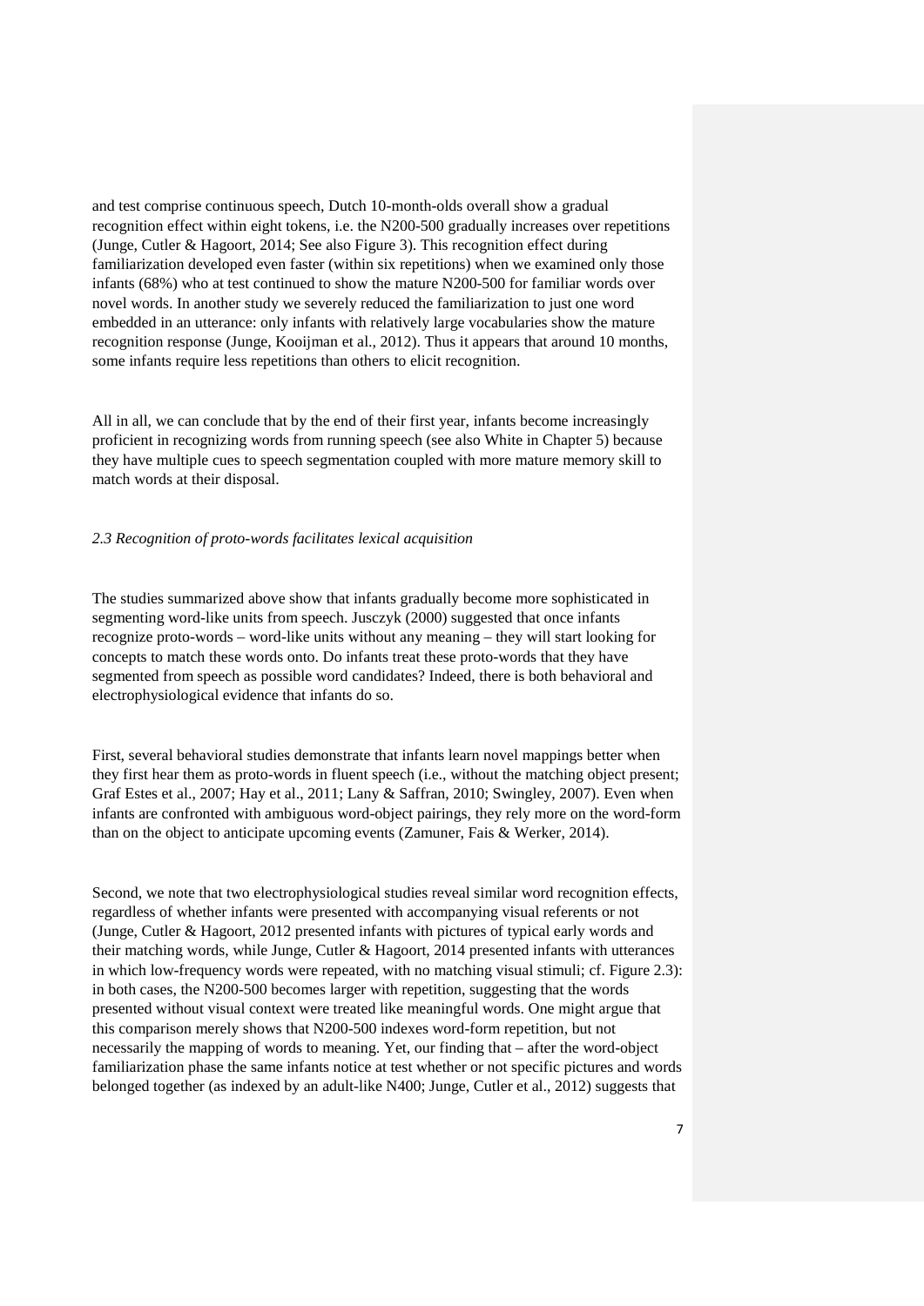and test comprise continuous speech, Dutch 10-month-olds overall show a gradual recognition effect within eight tokens, i.e. the N200-500 gradually increases over repetitions (Junge, Cutler & Hagoort, 2014; See also Figure 3). This recognition effect during familiarization developed even faster (within six repetitions) when we examined only those infants (68%) who at test continued to show the mature N200-500 for familiar words over novel words. In another study we severely reduced the familiarization to just one word embedded in an utterance: only infants with relatively large vocabularies show the mature recognition response (Junge, Kooijman et al., 2012). Thus it appears that around 10 months, some infants require less repetitions than others to elicit recognition.

All in all, we can conclude that by the end of their first year, infants become increasingly proficient in recognizing words from running speech (see also White in Chapter 5) because they have multiple cues to speech segmentation coupled with more mature memory skill to match words at their disposal.

### *2.3 Recognition of proto-words facilitates lexical acquisition*

The studies summarized above show that infants gradually become more sophisticated in segmenting word-like units from speech. Jusczyk (2000) suggested that once infants recognize proto-words – word-like units without any meaning – they will start looking for concepts to match these words onto. Do infants treat these proto-words that they have segmented from speech as possible word candidates? Indeed, there is both behavioral and electrophysiological evidence that infants do so.

First, several behavioral studies demonstrate that infants learn novel mappings better when they first hear them as proto-words in fluent speech (i.e., without the matching object present; Graf Estes et al., 2007; Hay et al., 2011; Lany & Saffran, 2010; Swingley, 2007). Even when infants are confronted with ambiguous word-object pairings, they rely more on the word-form than on the object to anticipate upcoming events (Zamuner, Fais & Werker, 2014).

Second, we note that two electrophysiological studies reveal similar word recognition effects, regardless of whether infants were presented with accompanying visual referents or not (Junge, Cutler & Hagoort, 2012 presented infants with pictures of typical early words and their matching words, while Junge, Cutler & Hagoort, 2014 presented infants with utterances in which low-frequency words were repeated, with no matching visual stimuli; cf. Figure 2.3): in both cases, the N200-500 becomes larger with repetition, suggesting that the words presented without visual context were treated like meaningful words. One might argue that this comparison merely shows that N200-500 indexes word-form repetition, but not necessarily the mapping of words to meaning. Yet, our finding that – after the word-object familiarization phase the same infants notice at test whether or not specific pictures and words belonged together (as indexed by an adult-like N400; Junge, Cutler et al., 2012) suggests that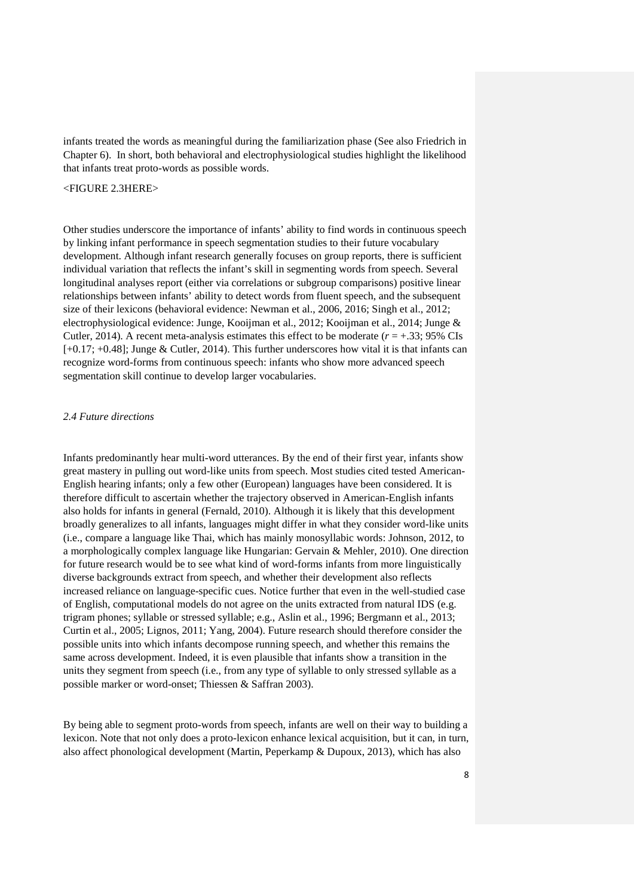infants treated the words as meaningful during the familiarization phase (See also Friedrich in Chapter 6). In short, both behavioral and electrophysiological studies highlight the likelihood that infants treat proto-words as possible words.

<FIGURE 2.3HERE>

Other studies underscore the importance of infants' ability to find words in continuous speech by linking infant performance in speech segmentation studies to their future vocabulary development. Although infant research generally focuses on group reports, there is sufficient individual variation that reflects the infant's skill in segmenting words from speech. Several longitudinal analyses report (either via correlations or subgroup comparisons) positive linear relationships between infants' ability to detect words from fluent speech, and the subsequent size of their lexicons (behavioral evidence: Newman et al., 2006, 2016; Singh et al., 2012; electrophysiological evidence: Junge, Kooijman et al., 2012; Kooijman et al., 2014; Junge & Cutler, 2014). A recent meta-analysis estimates this effect to be moderate ($r = +.33$; 95% CIs [+0.17; +0.48]; Junge & Cutler, 2014). This further underscores how vital it is that infants can recognize word-forms from continuous speech: infants who show more advanced speech segmentation skill continue to develop larger vocabularies.

### *2.4 Future directions*

Infants predominantly hear multi-word utterances. By the end of their first year, infants show great mastery in pulling out word-like units from speech. Most studies cited tested American-English hearing infants; only a few other (European) languages have been considered. It is therefore difficult to ascertain whether the trajectory observed in American-English infants also holds for infants in general (Fernald, 2010). Although it is likely that this development broadly generalizes to all infants, languages might differ in what they consider word-like units (i.e., compare a language like Thai, which has mainly monosyllabic words: Johnson, 2012, to a morphologically complex language like Hungarian: Gervain & Mehler, 2010). One direction for future research would be to see what kind of word-forms infants from more linguistically diverse backgrounds extract from speech, and whether their development also reflects increased reliance on language-specific cues. Notice further that even in the well-studied case of English, computational models do not agree on the units extracted from natural IDS (e.g. trigram phones; syllable or stressed syllable; e.g., Aslin et al., 1996; Bergmann et al., 2013; Curtin et al., 2005; Lignos, 2011; Yang, 2004). Future research should therefore consider the possible units into which infants decompose running speech, and whether this remains the same across development. Indeed, it is even plausible that infants show a transition in the units they segment from speech (i.e., from any type of syllable to only stressed syllable as a possible marker or word-onset; Thiessen & Saffran 2003).

By being able to segment proto-words from speech, infants are well on their way to building a lexicon. Note that not only does a proto-lexicon enhance lexical acquisition, but it can, in turn, also affect phonological development (Martin, Peperkamp & Dupoux, 2013), which has also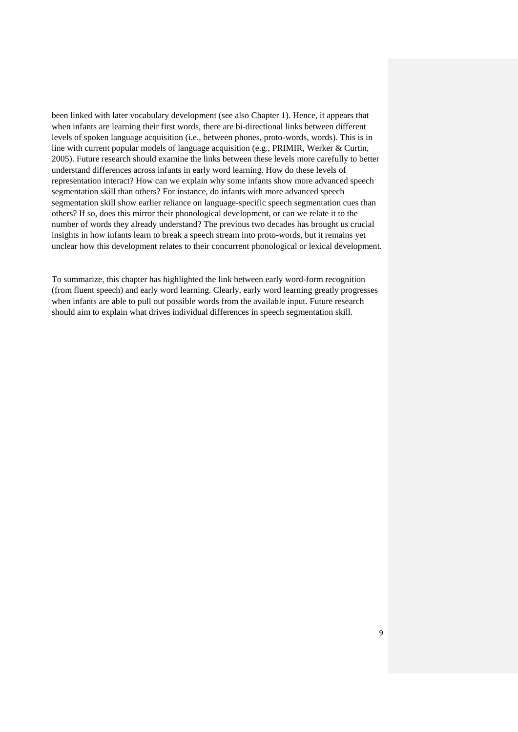been linked with later vocabulary development (see also Chapter 1). Hence, it appears that when infants are learning their first words, there are bi-directional links between different levels of spoken language acquisition (i.e., between phones, proto-words, words). This is in line with current popular models of language acquisition (e.g., PRIMIR, Werker & Curtin, 2005). Future research should examine the links between these levels more carefully to better understand differences across infants in early word learning. How do these levels of representation interact? How can we explain why some infants show more advanced speech segmentation skill than others? For instance, do infants with more advanced speech segmentation skill show earlier reliance on language-specific speech segmentation cues than others? If so, does this mirror their phonological development, or can we relate it to the number of words they already understand? The previous two decades has brought us crucial insights in how infants learn to break a speech stream into proto-words, but it remains yet unclear how this development relates to their concurrent phonological or lexical development.

To summarize, this chapter has highlighted the link between early word-form recognition (from fluent speech) and early word learning. Clearly, early word learning greatly progresses when infants are able to pull out possible words from the available input. Future research should aim to explain what drives individual differences in speech segmentation skill.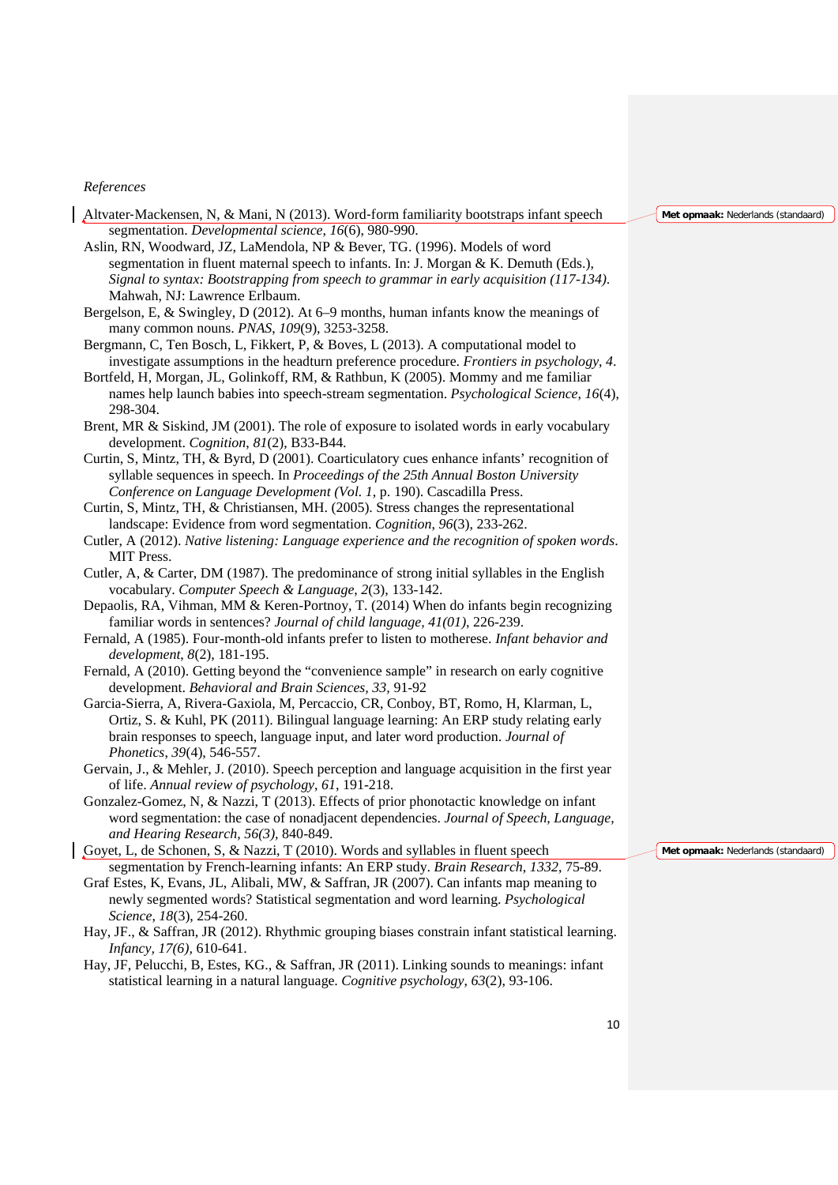*References*

Altvater-Mackensen, N, & Mani, N (2013). Word-form familiarity bootstraps infant speech segmentation. *Developmental science*, *16*(6), 980-990.

Aslin, RN, Woodward, JZ, LaMendola, NP & Bever, TG. (1996). Models of word segmentation in fluent maternal speech to infants. In: J. Morgan & K. Demuth (Eds.), *Signal to syntax: Bootstrapping from speech to grammar in early acquisition (117-134)*. Mahwah, NJ: Lawrence Erlbaum.

Bergelson, E, & Swingley, D (2012). At 6–9 months, human infants know the meanings of many common nouns. *PNAS*, *109*(9), 3253-3258.

Bergmann, C, Ten Bosch, L, Fikkert, P, & Boves, L (2013). A computational model to investigate assumptions in the headturn preference procedure. *Frontiers in psychology*, *4*.

Bortfeld, H, Morgan, JL, Golinkoff, RM, & Rathbun, K (2005). Mommy and me familiar names help launch babies into speech-stream segmentation. *Psychological Science*, *16*(4), 298-304.

Brent, MR & Siskind, JM (2001). The role of exposure to isolated words in early vocabulary development. *Cognition*, *81*(2), B33-B44.

Curtin, S, Mintz, TH, & Byrd, D (2001). Coarticulatory cues enhance infants' recognition of syllable sequences in speech. In *Proceedings of the 25th Annual Boston University Conference on Language Development (Vol. 1*, p. 190). Cascadilla Press.

Curtin, S, Mintz, TH, & Christiansen, MH. (2005). Stress changes the representational landscape: Evidence from word segmentation. *Cognition*, *96*(3), 233-262.

Cutler, A (2012). *Native listening: Language experience and the recognition of spoken words*. MIT Press.

Cutler, A, & Carter, DM (1987). The predominance of strong initial syllables in the English vocabulary. *Computer Speech & Language*, *2*(3), 133-142.

Depaolis, RA, Vihman, MM & Keren-Portnoy, T. (2014) When do infants begin recognizing familiar words in sentences? *Journal of child language, 41(01)*, 226-239.

Fernald, A (1985). Four-month-old infants prefer to listen to motherese. *Infant behavior and development*, *8*(2), 181-195.

Fernald, A (2010). Getting beyond the "convenience sample" in research on early cognitive development. *Behavioral and Brain Sciences, 33,* 91-92

Garcia-Sierra, A, Rivera-Gaxiola, M, Percaccio, CR, Conboy, BT, Romo, H, Klarman, L, Ortiz, S. & Kuhl, PK (2011). Bilingual language learning: An ERP study relating early brain responses to speech, language input, and later word production. *Journal of Phonetics*, *39*(4), 546-557.

Gervain, J., & Mehler, J. (2010). Speech perception and language acquisition in the first year of life. *Annual review of psychology*, *61*, 191-218.

Gonzalez-Gomez, N, & Nazzi, T (2013). Effects of prior phonotactic knowledge on infant word segmentation: the case of nonadjacent dependencies. *Journal of Speech, Language, and Hearing Research, 56(3)*, 840-849.

Goyet, L, de Schonen, S, & Nazzi, T (2010). Words and syllables in fluent speech segmentation by French-learning infants: An ERP study. *Brain Research*, *1332*, 75-89.

Graf Estes, K, Evans, JL, Alibali, MW, & Saffran, JR (2007). Can infants map meaning to newly segmented words? Statistical segmentation and word learning. *Psychological Science*, *18*(3), 254-260.

Hay, JF., & Saffran, JR (2012). Rhythmic grouping biases constrain infant statistical learning. *Infancy, 17(6),* 610-641.

Hay, JF, Pelucchi, B, Estes, KG., & Saffran, JR (2011). Linking sounds to meanings: infant statistical learning in a natural language. *Cognitive psychology*, *63*(2), 93-106.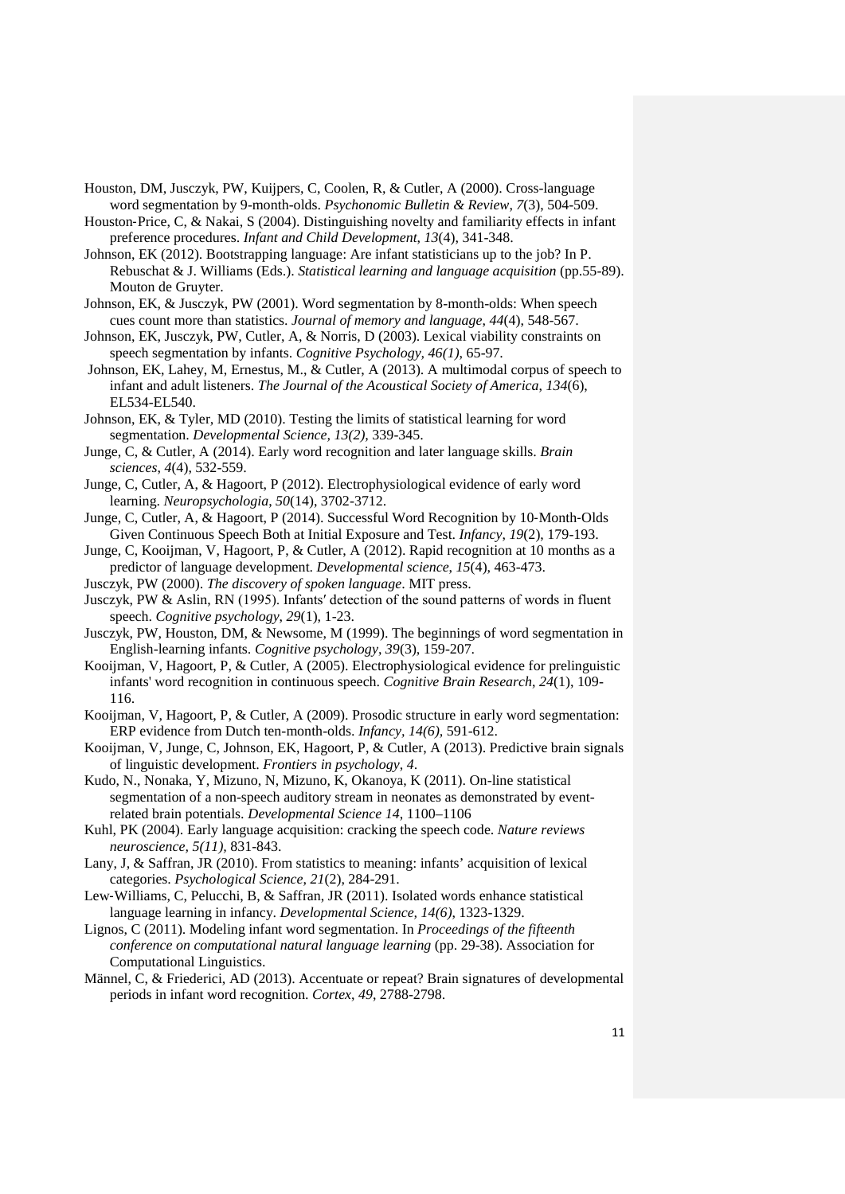Houston, DM, Jusczyk, PW, Kuijpers, C, Coolen, R, & Cutler, A (2000). Cross-language word segmentation by 9-month-olds. *Psychonomic Bulletin & Review*, *7*(3), 504-509.

Houston‐Price, C, & Nakai, S (2004). Distinguishing novelty and familiarity effects in infant preference procedures. *Infant and Child Development*, *13*(4), 341-348.

Johnson, EK (2012). Bootstrapping language: Are infant statisticians up to the job? In P. Rebuschat & J. Williams (Eds.). *Statistical learning and language acquisition* (pp.55-89). Mouton de Gruyter.

Johnson, EK, & Jusczyk, PW (2001). Word segmentation by 8-month-olds: When speech cues count more than statistics. *Journal of memory and language*, *44*(4), 548-567.

Johnson, EK, Jusczyk, PW, Cutler, A, & Norris, D (2003). Lexical viability constraints on speech segmentation by infants. *Cognitive Psychology, 46(1)*, 65-97.

Johnson, EK, Lahey, M, Ernestus, M., & Cutler, A (2013). A multimodal corpus of speech to infant and adult listeners. *The Journal of the Acoustical Society of America*, *134*(6), EL534-EL540.

Johnson, EK, & Tyler, MD (2010). Testing the limits of statistical learning for word segmentation. *Developmental Science, 13(2),* 339-345.

Junge, C, & Cutler, A (2014). Early word recognition and later language skills. *Brain sciences*, *4*(4), 532-559.

Junge, C, Cutler, A, & Hagoort, P (2012). Electrophysiological evidence of early word learning. *Neuropsychologia*, *50*(14), 3702-3712.

Junge, C, Cutler, A, & Hagoort, P (2014). Successful Word Recognition by 10‐Month‐Olds Given Continuous Speech Both at Initial Exposure and Test. *Infancy*, *19*(2), 179-193.

Junge, C, Kooijman, V, Hagoort, P, & Cutler, A (2012). Rapid recognition at 10 months as a predictor of language development. *Developmental science*, *15*(4), 463-473.

Jusczyk, PW (2000). *The discovery of spoken language*. MIT press.

Jusczyk, PW & Aslin, RN (1995). Infants′ detection of the sound patterns of words in fluent speech. *Cognitive psychology*, *29*(1), 1-23.

Jusczyk, PW, Houston, DM, & Newsome, M (1999). The beginnings of word segmentation in English-learning infants. *Cognitive psychology*, *39*(3), 159-207.

Kooijman, V, Hagoort, P, & Cutler, A (2005). Electrophysiological evidence for prelinguistic infants' word recognition in continuous speech. *Cognitive Brain Research*, *24*(1), 109-116.

Kooijman, V, Hagoort, P, & Cutler, A (2009). Prosodic structure in early word segmentation: ERP evidence from Dutch ten-month-olds. *Infancy, 14(6),* 591-612.

Kooijman, V, Junge, C, Johnson, EK, Hagoort, P, & Cutler, A (2013). Predictive brain signals of linguistic development. *Frontiers in psychology*, *4*.

Kudo, N., Nonaka, Y, Mizuno, N, Mizuno, K, Okanoya, K (2011). On-line statistical segmentation of a non-speech auditory stream in neonates as demonstrated by event-related brain potentials. *Developmental Science 14*, 1100–1106

Kuhl, PK (2004). Early language acquisition: cracking the speech code. *Nature reviews neuroscience, 5(11),* 831-843.

Lany, J, & Saffran, JR (2010). From statistics to meaning: infants' acquisition of lexical categories. *Psychological Science*, *21*(2), 284-291.

Lew-Williams, C, Pelucchi, B, & Saffran, JR (2011). Isolated words enhance statistical language learning in infancy. *Developmental Science, 14(6),* 1323-1329.

Lignos, C (2011). Modeling infant word segmentation. In *Proceedings of the fifteenth conference on computational natural language learning* (pp. 29-38). Association for Computational Linguistics.

Männel, C, & Friederici, AD (2013). Accentuate or repeat? Brain signatures of developmental periods in infant word recognition. *Cortex*, *49*, 2788-2798.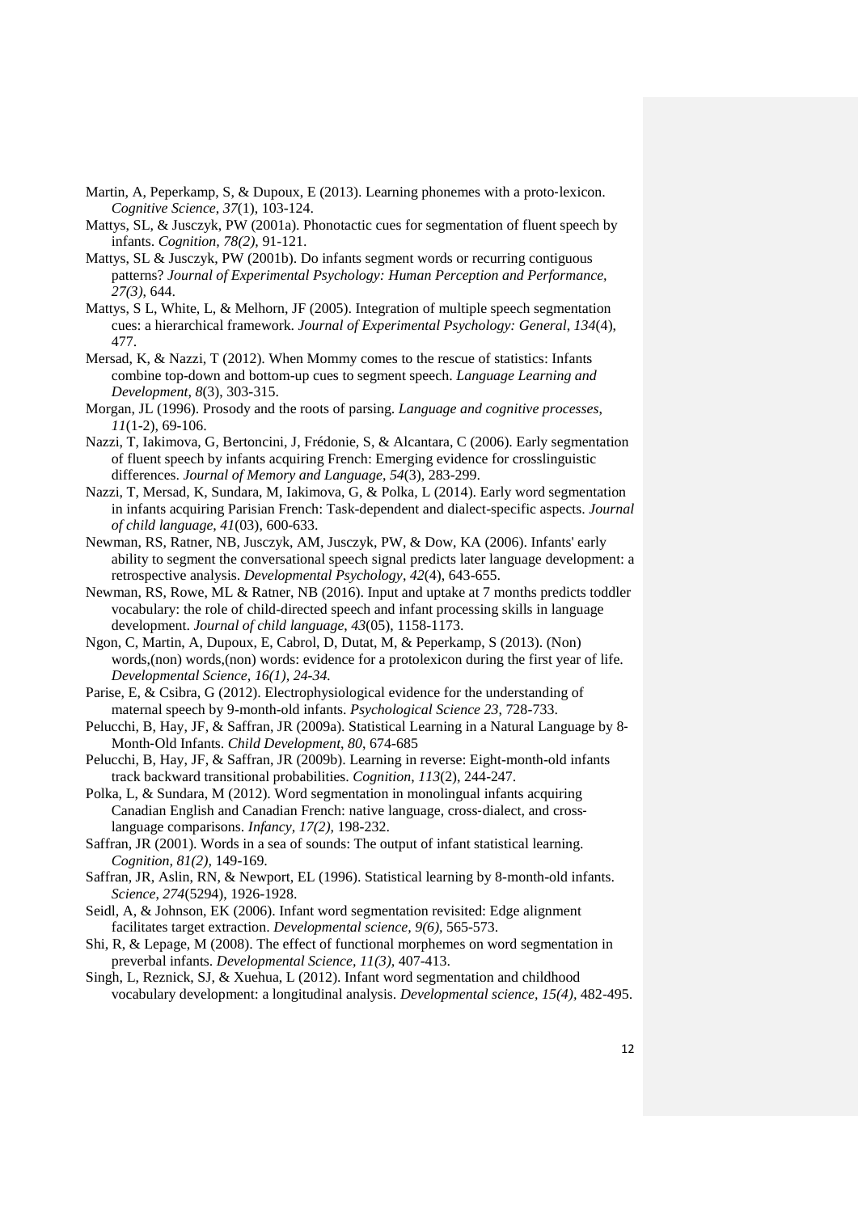Martin, A, Peperkamp, S, & Dupoux, E (2013). Learning phonemes with a proto‐lexicon. *Cognitive Science*, *37*(1), 103-124.

Mattys, SL, & Jusczyk, PW (2001a). Phonotactic cues for segmentation of fluent speech by infants. *Cognition, 78(2),* 91-121.

Mattys, SL & Jusczyk, PW (2001b). Do infants segment words or recurring contiguous patterns? *Journal of Experimental Psychology: Human Perception and Performance, 27(3)*, 644.

Mattys, S L, White, L, & Melhorn, JF (2005). Integration of multiple speech segmentation cues: a hierarchical framework. *Journal of Experimental Psychology: General*, *134*(4), 477.

Mersad, K, & Nazzi, T (2012). When Mommy comes to the rescue of statistics: Infants combine top-down and bottom-up cues to segment speech. *Language Learning and Development*, *8*(3), 303-315.

Morgan, JL (1996). Prosody and the roots of parsing. *Language and cognitive processes*, *11*(1-2), 69-106.

Nazzi, T, Iakimova, G, Bertoncini, J, Frédonie, S, & Alcantara, C (2006). Early segmentation of fluent speech by infants acquiring French: Emerging evidence for crosslinguistic differences. *Journal of Memory and Language*, *54*(3), 283-299.

Nazzi, T, Mersad, K, Sundara, M, Iakimova, G, & Polka, L (2014). Early word segmentation in infants acquiring Parisian French: Task-dependent and dialect-specific aspects. *Journal of child language*, *41*(03), 600-633.

Newman, RS, Ratner, NB, Jusczyk, AM, Jusczyk, PW, & Dow, KA (2006). Infants' early ability to segment the conversational speech signal predicts later language development: a retrospective analysis. *Developmental Psychology*, *42*(4), 643-655.

Newman, RS, Rowe, ML & Ratner, NB (2016). Input and uptake at 7 months predicts toddler vocabulary: the role of child-directed speech and infant processing skills in language development. *Journal of child language*, *43*(05), 1158-1173.

Ngon, C, Martin, A, Dupoux, E, Cabrol, D, Dutat, M, & Peperkamp, S (2013). (Non) words,(non) words,(non) words: evidence for a protolexicon during the first year of life. *Developmental Science, 16(1), 24-34.*

Parise, E, & Csibra, G (2012). Electrophysiological evidence for the understanding of maternal speech by 9-month-old infants. *Psychological Science 23*, 728-733.

Pelucchi, B, Hay, JF, & Saffran, JR (2009a). Statistical Learning in a Natural Language by 8‐Month‐Old Infants. *Child Development*, *80*, 674-685

Pelucchi, B, Hay, JF, & Saffran, JR (2009b). Learning in reverse: Eight-month-old infants track backward transitional probabilities. *Cognition*, *113*(2), 244-247.

Polka, L, & Sundara, M (2012). Word segmentation in monolingual infants acquiring Canadian English and Canadian French: native language, cross‐dialect, and cross‐language comparisons. *Infancy, 17(2),* 198-232.

Saffran, JR (2001). Words in a sea of sounds: The output of infant statistical learning. *Cognition, 81(2),* 149-169.

Saffran, JR, Aslin, RN, & Newport, EL (1996). Statistical learning by 8-month-old infants. *Science*, *274*(5294), 1926-1928.

Seidl, A, & Johnson, EK (2006). Infant word segmentation revisited: Edge alignment facilitates target extraction. *Developmental science, 9(6),* 565-573.

Shi, R, & Lepage, M (2008). The effect of functional morphemes on word segmentation in preverbal infants. *Developmental Science*, *11(3),* 407-413.

Singh, L, Reznick, SJ, & Xuehua, L (2012). Infant word segmentation and childhood vocabulary development: a longitudinal analysis. *Developmental science, 15(4),* 482-495.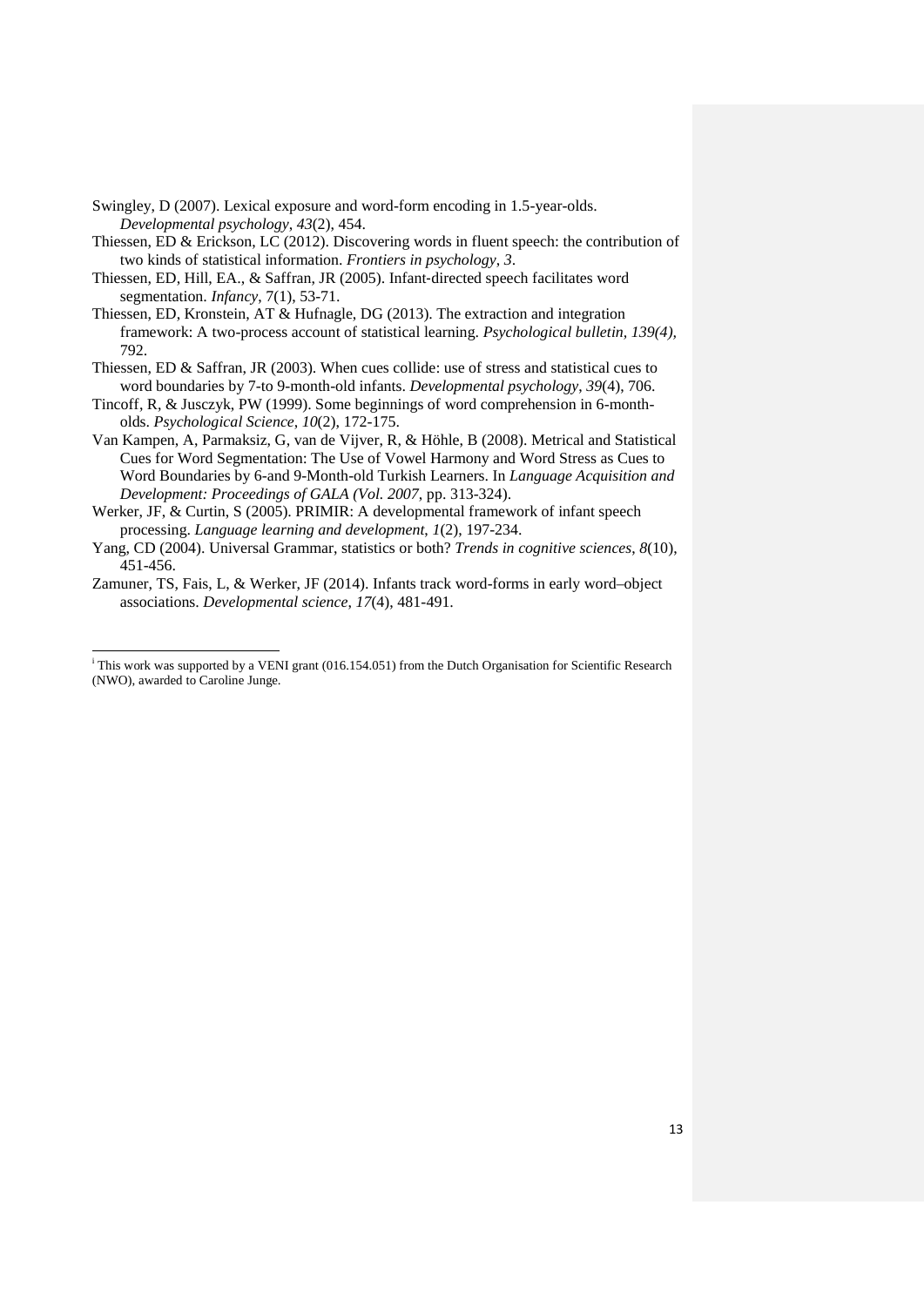Swingley, D (2007). Lexical exposure and word-form encoding in 1.5-year-olds. *Developmental psychology*, *43*(2), 454.

Thiessen, ED & Erickson, LC (2012). Discovering words in fluent speech: the contribution of two kinds of statistical information. *Frontiers in psychology*, *3*.

Thiessen, ED, Hill, EA., & Saffran, JR (2005). Infant‐directed speech facilitates word segmentation. *Infancy*, 7(1), 53-71.

Thiessen, ED, Kronstein, AT & Hufnagle, DG (2013). The extraction and integration framework: A two-process account of statistical learning. *Psychological bulletin, 139(4)*, 792.

Thiessen, ED & Saffran, JR (2003). When cues collide: use of stress and statistical cues to word boundaries by 7-to 9-month-old infants. *Developmental psychology*, *39*(4), 706.

Tincoff, R, & Jusczyk, PW (1999). Some beginnings of word comprehension in 6-month-olds. *Psychological Science*, *10*(2), 172-175.

Van Kampen, A, Parmaksiz, G, van de Vijver, R, & Höhle, B (2008). Metrical and Statistical Cues for Word Segmentation: The Use of Vowel Harmony and Word Stress as Cues to Word Boundaries by 6-and 9-Month-old Turkish Learners. In *Language Acquisition and Development: Proceedings of GALA (Vol. 2007*, pp. 313-324).

Werker, JF, & Curtin, S (2005). PRIMIR: A developmental framework of infant speech processing. *Language learning and development*, *1*(2), 197-234.

Yang, CD (2004). Universal Grammar, statistics or both? *Trends in cognitive sciences*, *8*(10), 451-456.

Zamuner, TS, Fais, L, & Werker, JF (2014). Infants track word-forms in early word–object associations. *Developmental science, 17*(4), 481-491.

---

[i] This work was supported by a VENI grant (016.154.051) from the Dutch Organisation for Scientific Research (NWO), awarded to Caroline Junge.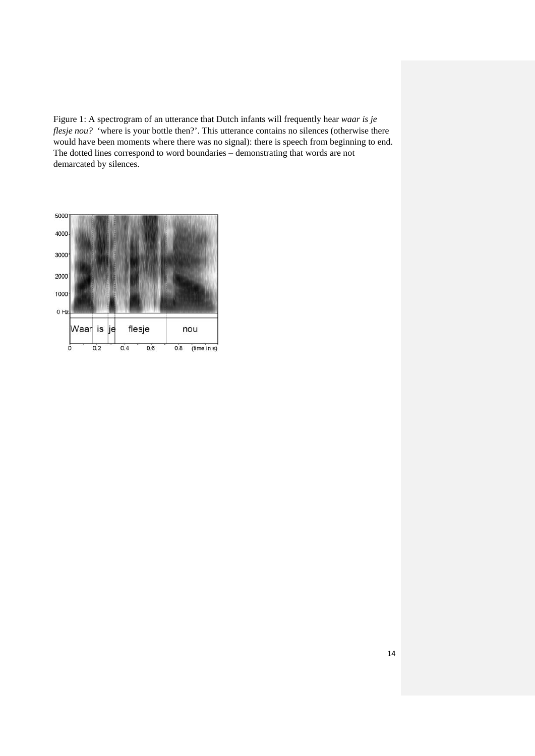Figure 1: A spectrogram of an utterance that Dutch infants will frequently hear *waar is je flesje nou?* 'where is your bottle then?'. This utterance contains no silences (otherwise there would have been moments where there was no signal): there is speech from beginning to end. The dotted lines correspond to word boundaries – demonstrating that words are not demarcated by silences.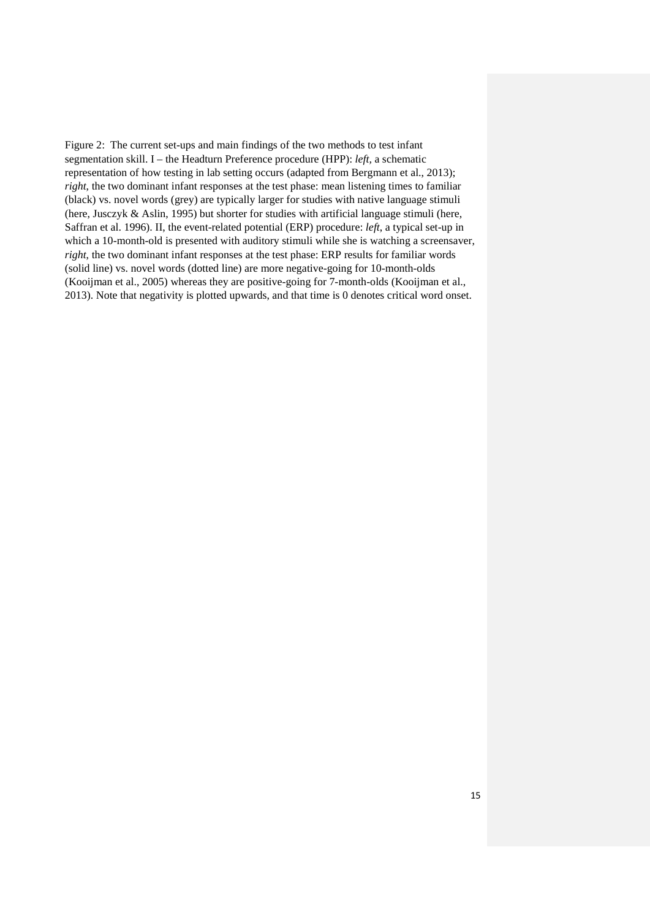Figure 2: The current set-ups and main findings of the two methods to test infant segmentation skill. I – the Headturn Preference procedure (HPP): *left,* a schematic representation of how testing in lab setting occurs (adapted from Bergmann et al., 2013); *right,* the two dominant infant responses at the test phase: mean listening times to familiar (black) vs. novel words (grey) are typically larger for studies with native language stimuli (here, Jusczyk & Aslin, 1995) but shorter for studies with artificial language stimuli (here, Saffran et al. 1996). II, the event-related potential (ERP) procedure: *left,* a typical set-up in which a 10-month-old is presented with auditory stimuli while she is watching a screensaver, *right,* the two dominant infant responses at the test phase: ERP results for familiar words (solid line) vs. novel words (dotted line) are more negative-going for 10-month-olds (Kooijman et al., 2005) whereas they are positive-going for 7-month-olds (Kooijman et al., 2013). Note that negativity is plotted upwards, and that time is 0 denotes critical word onset.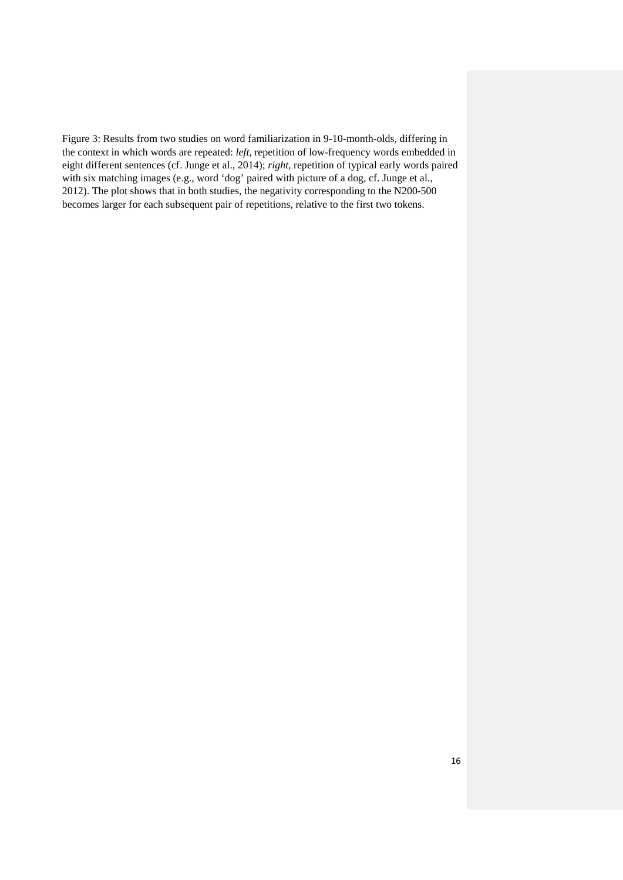Figure 3: Results from two studies on word familiarization in 9-10-month-olds, differing in the context in which words are repeated: *left*, repetition of low-frequency words embedded in eight different sentences (cf. Junge et al., 2014); *right*, repetition of typical early words paired with six matching images (e.g., word 'dog' paired with picture of a dog, cf. Junge et al., 2012). The plot shows that in both studies, the negativity corresponding to the N200-500 becomes larger for each subsequent pair of repetitions, relative to the first two tokens.